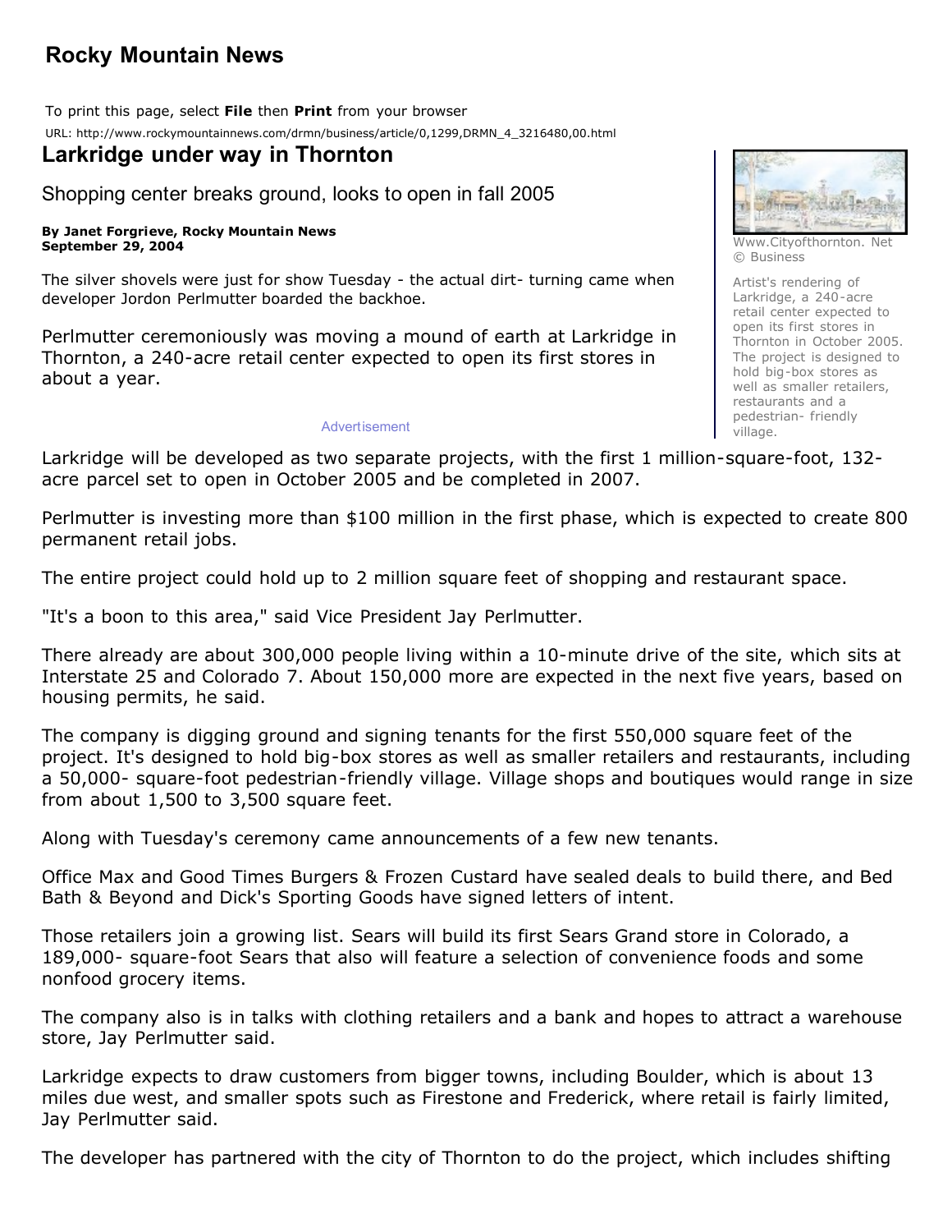# Rocky Mountain News

To print this page, select **File** then **Print** from your browser

URL: http://www.rockymountainnews.com/drmn/business/article/0,1299,DRMN_4_3216480,00.html

## Larkridge under way in Thornton

Shopping center breaks ground, looks to open in fall 2005

**By Janet Forgrieve, Rocky Mountain News**
**September 29, 2004**

Www.Cityofthornton. Net © Business

Artist's rendering of Larkridge, a 240-acre retail center expected to open its first stores in Thornton in October 2005. The project is designed to hold big-box stores as well as smaller retailers, restaurants and a pedestrian- friendly village.

The silver shovels were just for show Tuesday - the actual dirt- turning came when developer Jordon Perlmutter boarded the backhoe.

Perlmutter ceremoniously was moving a mound of earth at Larkridge in Thornton, a 240-acre retail center expected to open its first stores in about a year.

Larkridge will be developed as two separate projects, with the first 1 million-square-foot, 132-acre parcel set to open in October 2005 and be completed in 2007.

Perlmutter is investing more than $100 million in the first phase, which is expected to create 800 permanent retail jobs.

The entire project could hold up to 2 million square feet of shopping and restaurant space.

"It's a boon to this area," said Vice President Jay Perlmutter.

There already are about 300,000 people living within a 10-minute drive of the site, which sits at Interstate 25 and Colorado 7. About 150,000 more are expected in the next five years, based on housing permits, he said.

The company is digging ground and signing tenants for the first 550,000 square feet of the project. It's designed to hold big-box stores as well as smaller retailers and restaurants, including a 50,000- square-foot pedestrian-friendly village. Village shops and boutiques would range in size from about 1,500 to 3,500 square feet.

Along with Tuesday's ceremony came announcements of a few new tenants.

Office Max and Good Times Burgers & Frozen Custard have sealed deals to build there, and Bed Bath & Beyond and Dick's Sporting Goods have signed letters of intent.

Those retailers join a growing list. Sears will build its first Sears Grand store in Colorado, a 189,000- square-foot Sears that also will feature a selection of convenience foods and some nonfood grocery items.

The company also is in talks with clothing retailers and a bank and hopes to attract a warehouse store, Jay Perlmutter said.

Larkridge expects to draw customers from bigger towns, including Boulder, which is about 13 miles due west, and smaller spots such as Firestone and Frederick, where retail is fairly limited, Jay Perlmutter said.

The developer has partnered with the city of Thornton to do the project, which includes shifting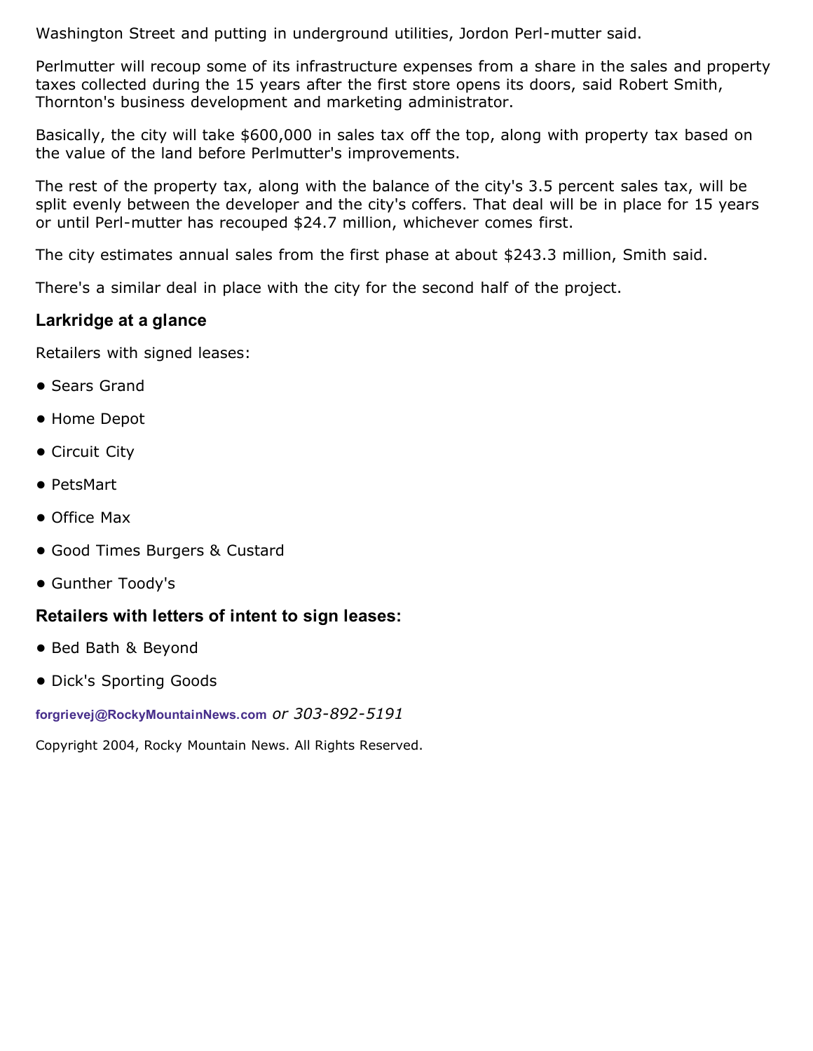Washington Street and putting in underground utilities, Jordon Perl-mutter said.

Perlmutter will recoup some of its infrastructure expenses from a share in the sales and property taxes collected during the 15 years after the first store opens its doors, said Robert Smith, Thornton's business development and marketing administrator.

Basically, the city will take $600,000 in sales tax off the top, along with property tax based on the value of the land before Perlmutter's improvements.

The rest of the property tax, along with the balance of the city's 3.5 percent sales tax, will be split evenly between the developer and the city's coffers. That deal will be in place for 15 years or until Perl-mutter has recouped $24.7 million, whichever comes first.

The city estimates annual sales from the first phase at about $243.3 million, Smith said.

There's a similar deal in place with the city for the second half of the project.

### Larkridge at a glance

Retailers with signed leases:

- Sears Grand
- Home Depot
- Circuit City
- PetsMart
- Office Max
- Good Times Burgers & Custard
- Gunther Toody's

### Retailers with letters of intent to sign leases:

- Bed Bath & Beyond
- Dick's Sporting Goods

**forgrievej@RockyMountainNews.com** *or 303-892-5191*

Copyright 2004, Rocky Mountain News. All Rights Reserved.